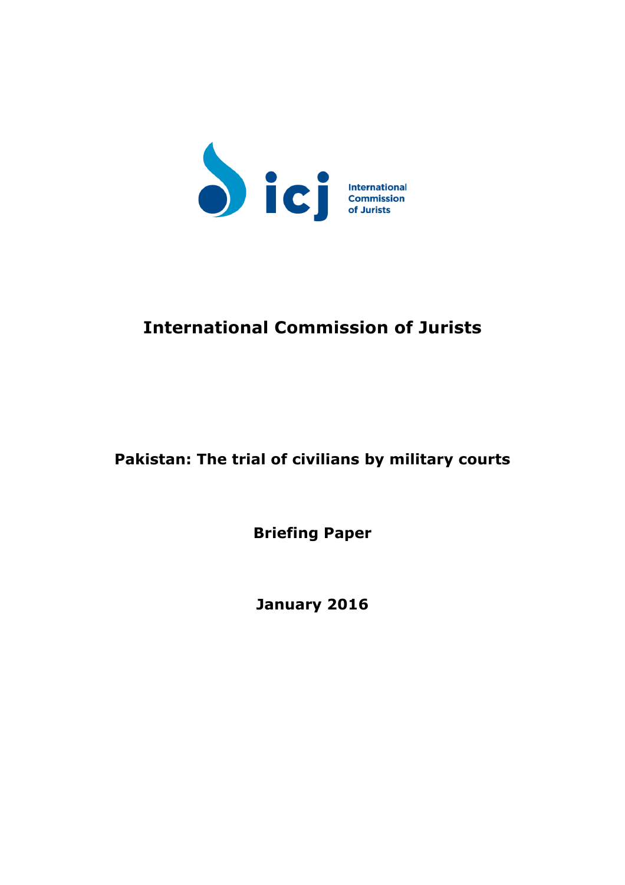icj International Commission of Jurists

# International Commission of Jurists

## Pakistan: The trial of civilians by military courts

**Briefing Paper**

**January 2016**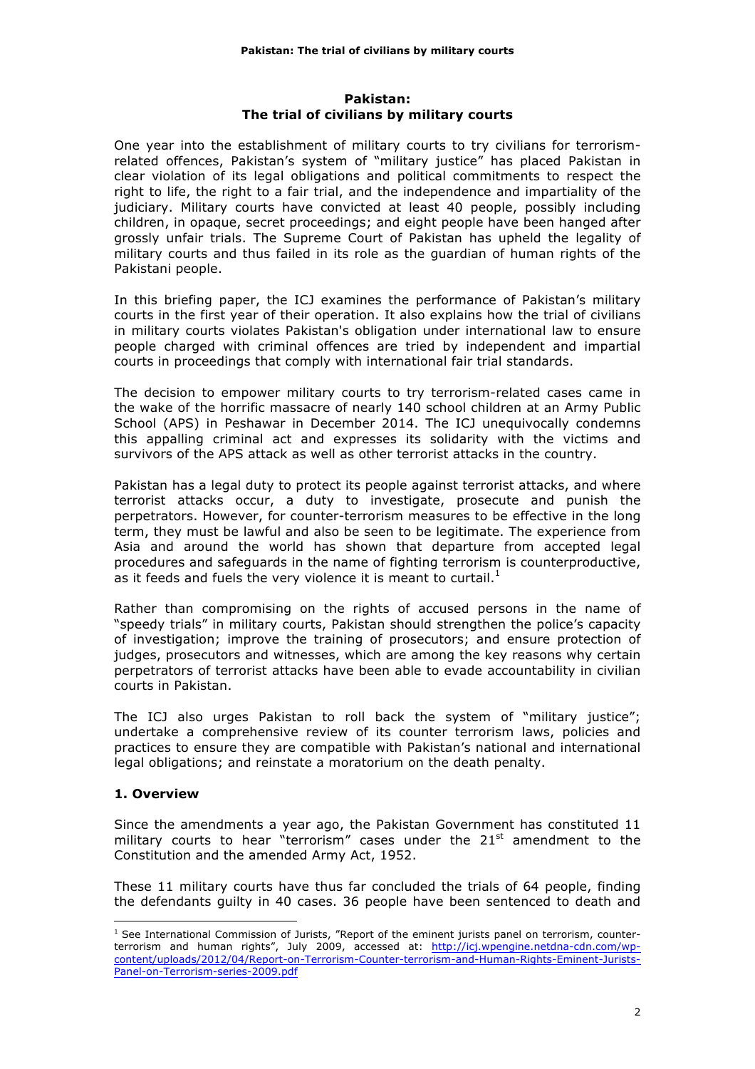# Pakistan:
# The trial of civilians by military courts

One year into the establishment of military courts to try civilians for terrorism-related offences, Pakistan's system of "military justice" has placed Pakistan in clear violation of its legal obligations and political commitments to respect the right to life, the right to a fair trial, and the independence and impartiality of the judiciary. Military courts have convicted at least 40 people, possibly including children, in opaque, secret proceedings; and eight people have been hanged after grossly unfair trials. The Supreme Court of Pakistan has upheld the legality of military courts and thus failed in its role as the guardian of human rights of the Pakistani people.

In this briefing paper, the ICJ examines the performance of Pakistan's military courts in the first year of their operation. It also explains how the trial of civilians in military courts violates Pakistan's obligation under international law to ensure people charged with criminal offences are tried by independent and impartial courts in proceedings that comply with international fair trial standards.

The decision to empower military courts to try terrorism-related cases came in the wake of the horrific massacre of nearly 140 school children at an Army Public School (APS) in Peshawar in December 2014. The ICJ unequivocally condemns this appalling criminal act and expresses its solidarity with the victims and survivors of the APS attack as well as other terrorist attacks in the country.

Pakistan has a legal duty to protect its people against terrorist attacks, and where terrorist attacks occur, a duty to investigate, prosecute and punish the perpetrators. However, for counter-terrorism measures to be effective in the long term, they must be lawful and also be seen to be legitimate. The experience from Asia and around the world has shown that departure from accepted legal procedures and safeguards in the name of fighting terrorism is counterproductive, as it feeds and fuels the very violence it is meant to curtail.[1]

Rather than compromising on the rights of accused persons in the name of "speedy trials" in military courts, Pakistan should strengthen the police's capacity of investigation; improve the training of prosecutors; and ensure protection of judges, prosecutors and witnesses, which are among the key reasons why certain perpetrators of terrorist attacks have been able to evade accountability in civilian courts in Pakistan.

The ICJ also urges Pakistan to roll back the system of "military justice"; undertake a comprehensive review of its counter terrorism laws, policies and practices to ensure they are compatible with Pakistan's national and international legal obligations; and reinstate a moratorium on the death penalty.

## 1. Overview

Since the amendments a year ago, the Pakistan Government has constituted 11 military courts to hear "terrorism" cases under the 21st amendment to the Constitution and the amended Army Act, 1952.

These 11 military courts have thus far concluded the trials of 64 people, finding the defendants guilty in 40 cases. 36 people have been sentenced to death and

---

[1] See International Commission of Jurists, "Report of the eminent jurists panel on terrorism, counter-terrorism and human rights", July 2009, accessed at: http://icj.wpengine.netdna-cdn.com/wp-content/uploads/2012/04/Report-on-Terrorism-Counter-terrorism-and-Human-Rights-Eminent-Jurists-Panel-on-Terrorism-series-2009.pdf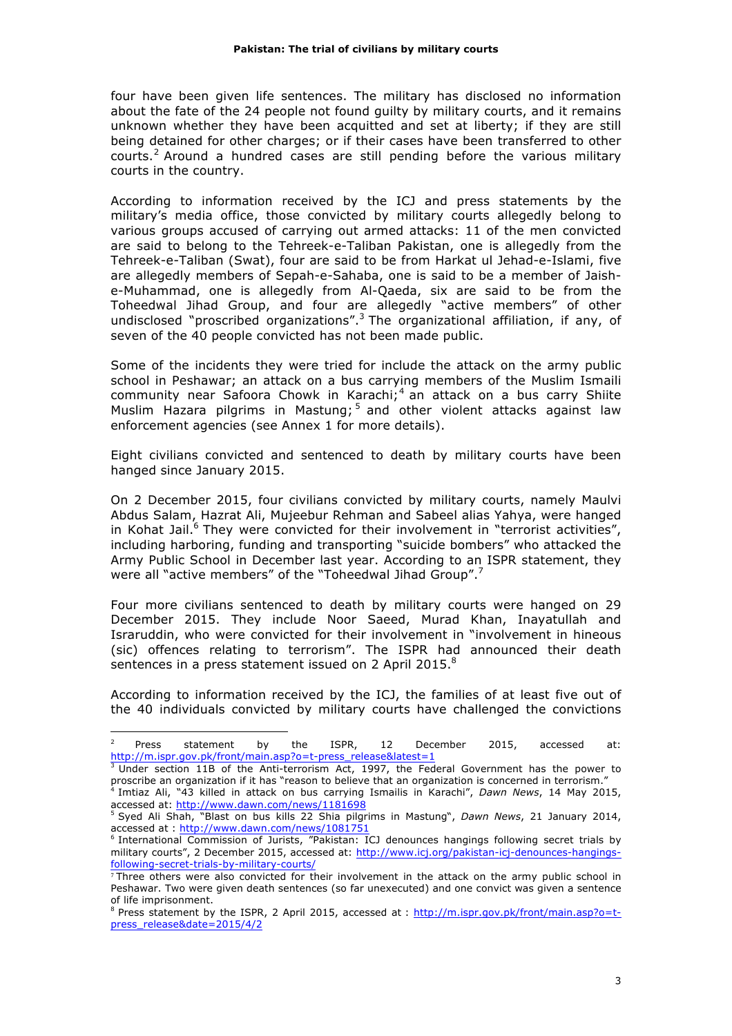four have been given life sentences. The military has disclosed no information about the fate of the 24 people not found guilty by military courts, and it remains unknown whether they have been acquitted and set at liberty; if they are still being detained for other charges; or if their cases have been transferred to other courts.[2] Around a hundred cases are still pending before the various military courts in the country.

According to information received by the ICJ and press statements by the military's media office, those convicted by military courts allegedly belong to various groups accused of carrying out armed attacks: 11 of the men convicted are said to belong to the Tehreek-e-Taliban Pakistan, one is allegedly from the Tehreek-e-Taliban (Swat), four are said to be from Harkat ul Jehad-e-Islami, five are allegedly members of Sepah-e-Sahaba, one is said to be a member of Jaish-e-Muhammad, one is allegedly from Al-Qaeda, six are said to be from the Toheedwal Jihad Group, and four are allegedly "active members" of other undisclosed "proscribed organizations".[3] The organizational affiliation, if any, of seven of the 40 people convicted has not been made public.

Some of the incidents they were tried for include the attack on the army public school in Peshawar; an attack on a bus carrying members of the Muslim Ismaili community near Safoora Chowk in Karachi;[4] an attack on a bus carry Shiite Muslim Hazara pilgrims in Mastung;[5] and other violent attacks against law enforcement agencies (see Annex 1 for more details).

Eight civilians convicted and sentenced to death by military courts have been hanged since January 2015.

On 2 December 2015, four civilians convicted by military courts, namely Maulvi Abdus Salam, Hazrat Ali, Mujeebur Rehman and Sabeel alias Yahya, were hanged in Kohat Jail.[6] They were convicted for their involvement in "terrorist activities", including harboring, funding and transporting "suicide bombers" who attacked the Army Public School in December last year. According to an ISPR statement, they were all "active members" of the "Toheedwal Jihad Group".[7]

Four more civilians sentenced to death by military courts were hanged on 29 December 2015. They include Noor Saeed, Murad Khan, Inayatullah and Israruddin, who were convicted for their involvement in "involvement in hineous (sic) offences relating to terrorism". The ISPR had announced their death sentences in a press statement issued on 2 April 2015.[8]

According to information received by the ICJ, the families of at least five out of the 40 individuals convicted by military courts have challenged the convictions

---

[2] Press statement by the ISPR, 12 December 2015, accessed at: http://m.ispr.gov.pk/front/main.asp?o=t-press_release&latest=1

[3] Under section 11B of the Anti-terrorism Act, 1997, the Federal Government has the power to proscribe an organization if it has "reason to believe that an organization is concerned in terrorism."

[4] Imtiaz Ali, "43 killed in attack on bus carrying Ismailis in Karachi", *Dawn News*, 14 May 2015, accessed at: http://www.dawn.com/news/1181698

[5] Syed Ali Shah, "Blast on bus kills 22 Shia pilgrims in Mastung", *Dawn News*, 21 January 2014, accessed at : http://www.dawn.com/news/1081751

[6] International Commission of Jurists, "Pakistan: ICJ denounces hangings following secret trials by military courts", 2 December 2015, accessed at: http://www.icj.org/pakistan-icj-denounces-hangings-following-secret-trials-by-military-courts/

[7] Three others were also convicted for their involvement in the attack on the army public school in Peshawar. Two were given death sentences (so far unexecuted) and one convict was given a sentence of life imprisonment.

[8] Press statement by the ISPR, 2 April 2015, accessed at : http://m.ispr.gov.pk/front/main.asp?o=t-press_release&date=2015/4/2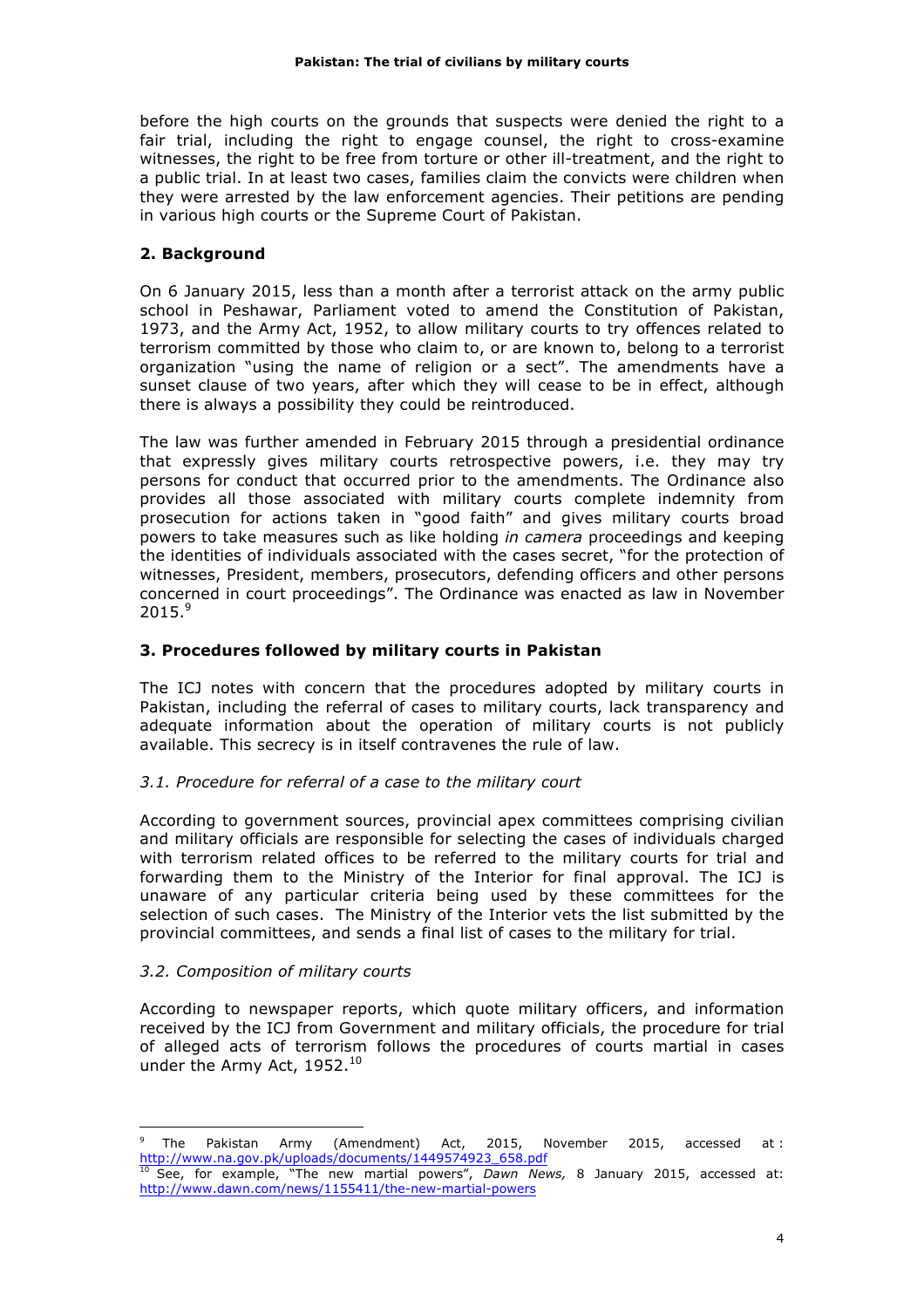before the high courts on the grounds that suspects were denied the right to a fair trial, including the right to engage counsel, the right to cross-examine witnesses, the right to be free from torture or other ill-treatment, and the right to a public trial. In at least two cases, families claim the convicts were children when they were arrested by the law enforcement agencies. Their petitions are pending in various high courts or the Supreme Court of Pakistan.

## 2. Background

On 6 January 2015, less than a month after a terrorist attack on the army public school in Peshawar, Parliament voted to amend the Constitution of Pakistan, 1973, and the Army Act, 1952, to allow military courts to try offences related to terrorism committed by those who claim to, or are known to, belong to a terrorist organization "using the name of religion or a sect". The amendments have a sunset clause of two years, after which they will cease to be in effect, although there is always a possibility they could be reintroduced.

The law was further amended in February 2015 through a presidential ordinance that expressly gives military courts retrospective powers, i.e. they may try persons for conduct that occurred prior to the amendments. The Ordinance also provides all those associated with military courts complete indemnity from prosecution for actions taken in "good faith" and gives military courts broad powers to take measures such as like holding *in camera* proceedings and keeping the identities of individuals associated with the cases secret, "for the protection of witnesses, President, members, prosecutors, defending officers and other persons concerned in court proceedings". The Ordinance was enacted as law in November 2015.[9]

## 3. Procedures followed by military courts in Pakistan

The ICJ notes with concern that the procedures adopted by military courts in Pakistan, including the referral of cases to military courts, lack transparency and adequate information about the operation of military courts is not publicly available. This secrecy is in itself contravenes the rule of law.

### *3.1. Procedure for referral of a case to the military court*

According to government sources, provincial apex committees comprising civilian and military officials are responsible for selecting the cases of individuals charged with terrorism related offices to be referred to the military courts for trial and forwarding them to the Ministry of the Interior for final approval. The ICJ is unaware of any particular criteria being used by these committees for the selection of such cases. The Ministry of the Interior vets the list submitted by the provincial committees, and sends a final list of cases to the military for trial.

### *3.2. Composition of military courts*

According to newspaper reports, which quote military officers, and information received by the ICJ from Government and military officials, the procedure for trial of alleged acts of terrorism follows the procedures of courts martial in cases under the Army Act, 1952.[10]

---

[9] The Pakistan Army (Amendment) Act, 2015, November 2015, accessed at: http://www.na.gov.pk/uploads/documents/1449574923_658.pdf

[10] See, for example, "The new martial powers", *Dawn News,* 8 January 2015, accessed at: http://www.dawn.com/news/1155411/the-new-martial-powers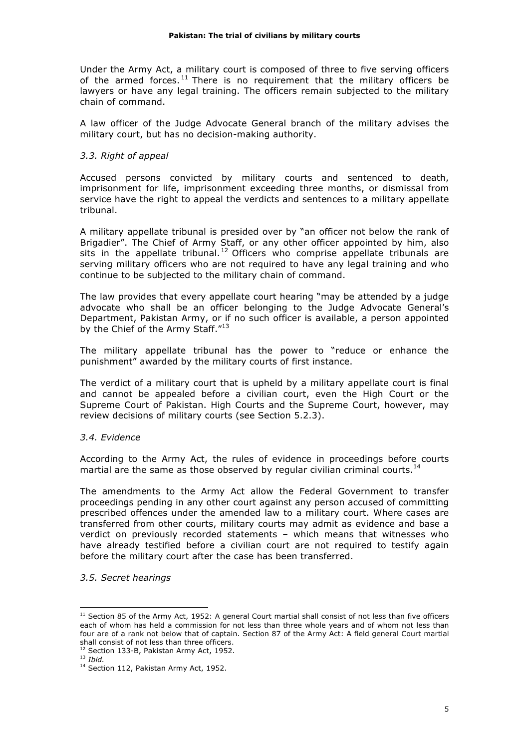Under the Army Act, a military court is composed of three to five serving officers of the armed forces.[11] There is no requirement that the military officers be lawyers or have any legal training. The officers remain subjected to the military chain of command.

A law officer of the Judge Advocate General branch of the military advises the military court, but has no decision-making authority.

### *3.3. Right of appeal*

Accused persons convicted by military courts and sentenced to death, imprisonment for life, imprisonment exceeding three months, or dismissal from service have the right to appeal the verdicts and sentences to a military appellate tribunal.

A military appellate tribunal is presided over by "an officer not below the rank of Brigadier". The Chief of Army Staff, or any other officer appointed by him, also sits in the appellate tribunal.[12] Officers who comprise appellate tribunals are serving military officers who are not required to have any legal training and who continue to be subjected to the military chain of command.

The law provides that every appellate court hearing "may be attended by a judge advocate who shall be an officer belonging to the Judge Advocate General's Department, Pakistan Army, or if no such officer is available, a person appointed by the Chief of the Army Staff."[13]

The military appellate tribunal has the power to "reduce or enhance the punishment" awarded by the military courts of first instance.

The verdict of a military court that is upheld by a military appellate court is final and cannot be appealed before a civilian court, even the High Court or the Supreme Court of Pakistan. High Courts and the Supreme Court, however, may review decisions of military courts (see Section 5.2.3).

### *3.4. Evidence*

According to the Army Act, the rules of evidence in proceedings before courts martial are the same as those observed by regular civilian criminal courts.[14]

The amendments to the Army Act allow the Federal Government to transfer proceedings pending in any other court against any person accused of committing prescribed offences under the amended law to a military court. Where cases are transferred from other courts, military courts may admit as evidence and base a verdict on previously recorded statements – which means that witnesses who have already testified before a civilian court are not required to testify again before the military court after the case has been transferred.

### *3.5. Secret hearings*

---

[11] Section 85 of the Army Act, 1952: A general Court martial shall consist of not less than five officers each of whom has held a commission for not less than three whole years and of whom not less than four are of a rank not below that of captain. Section 87 of the Army Act: A field general Court martial shall consist of not less than three officers.

[12] Section 133-B, Pakistan Army Act, 1952.

[13] *Ibid.*

[14] Section 112, Pakistan Army Act, 1952.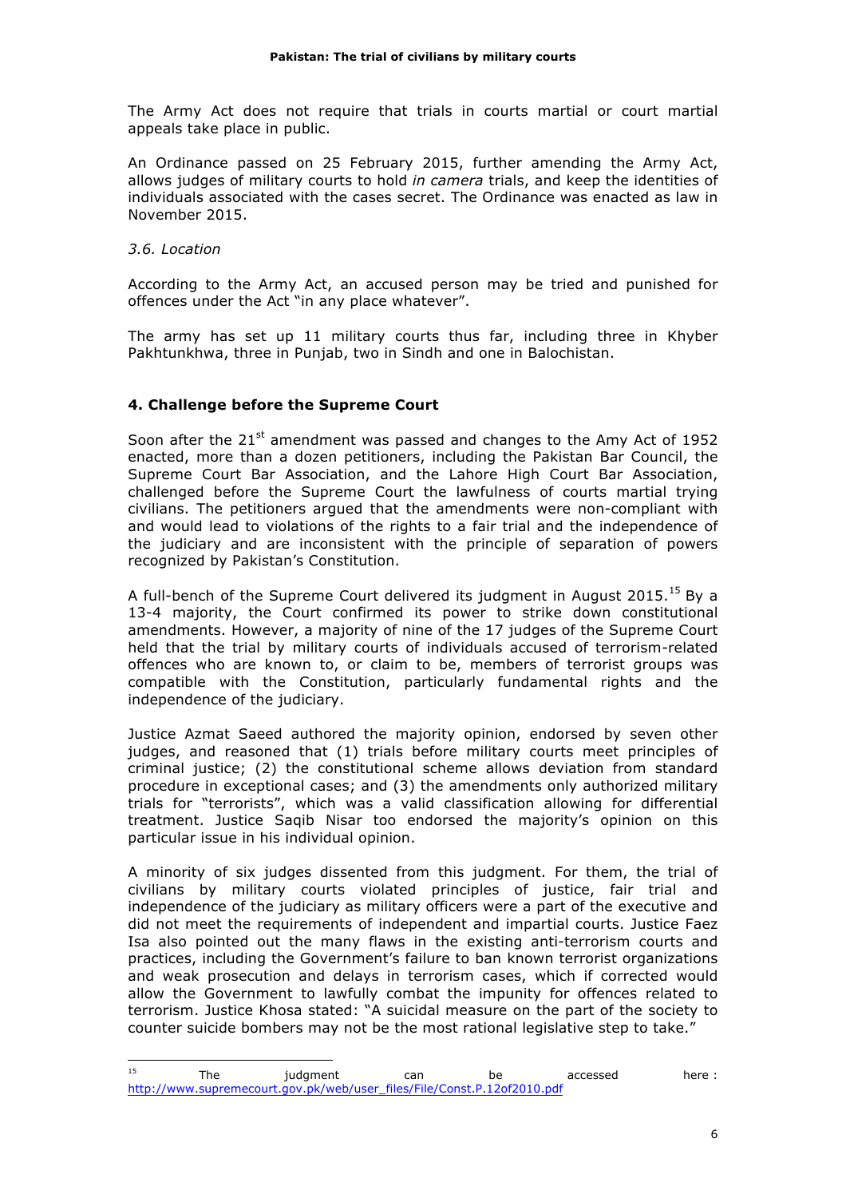The Army Act does not require that trials in courts martial or court martial appeals take place in public.

An Ordinance passed on 25 February 2015, further amending the Army Act, allows judges of military courts to hold *in camera* trials, and keep the identities of individuals associated with the cases secret. The Ordinance was enacted as law in November 2015.

*3.6. Location*

According to the Army Act, an accused person may be tried and punished for offences under the Act "in any place whatever".

The army has set up 11 military courts thus far, including three in Khyber Pakhtunkhwa, three in Punjab, two in Sindh and one in Balochistan.

## 4. Challenge before the Supreme Court

Soon after the 21st amendment was passed and changes to the Amy Act of 1952 enacted, more than a dozen petitioners, including the Pakistan Bar Council, the Supreme Court Bar Association, and the Lahore High Court Bar Association, challenged before the Supreme Court the lawfulness of courts martial trying civilians. The petitioners argued that the amendments were non-compliant with and would lead to violations of the rights to a fair trial and the independence of the judiciary and are inconsistent with the principle of separation of powers recognized by Pakistan's Constitution.

A full-bench of the Supreme Court delivered its judgment in August 2015.[15] By a 13-4 majority, the Court confirmed its power to strike down constitutional amendments. However, a majority of nine of the 17 judges of the Supreme Court held that the trial by military courts of individuals accused of terrorism-related offences who are known to, or claim to be, members of terrorist groups was compatible with the Constitution, particularly fundamental rights and the independence of the judiciary.

Justice Azmat Saeed authored the majority opinion, endorsed by seven other judges, and reasoned that (1) trials before military courts meet principles of criminal justice; (2) the constitutional scheme allows deviation from standard procedure in exceptional cases; and (3) the amendments only authorized military trials for "terrorists", which was a valid classification allowing for differential treatment. Justice Saqib Nisar too endorsed the majority's opinion on this particular issue in his individual opinion.

A minority of six judges dissented from this judgment. For them, the trial of civilians by military courts violated principles of justice, fair trial and independence of the judiciary as military officers were a part of the executive and did not meet the requirements of independent and impartial courts. Justice Faez Isa also pointed out the many flaws in the existing anti-terrorism courts and practices, including the Government's failure to ban known terrorist organizations and weak prosecution and delays in terrorism cases, which if corrected would allow the Government to lawfully combat the impunity for offences related to terrorism. Justice Khosa stated: "A suicidal measure on the part of the society to counter suicide bombers may not be the most rational legislative step to take."

[15] The judgment can be accessed here : http://www.supremecourt.gov.pk/web/user_files/File/Const.P.12of2010.pdf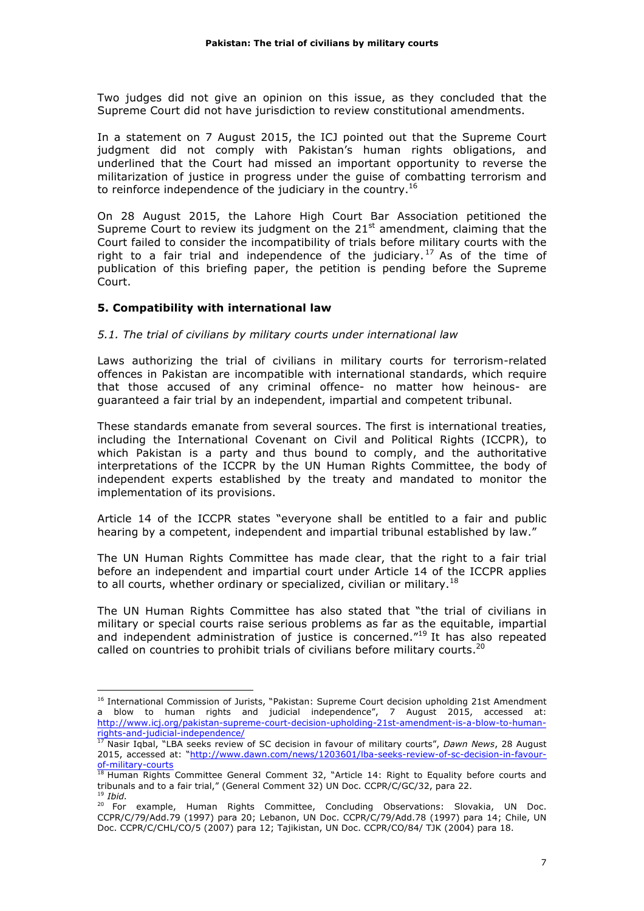Two judges did not give an opinion on this issue, as they concluded that the Supreme Court did not have jurisdiction to review constitutional amendments.

In a statement on 7 August 2015, the ICJ pointed out that the Supreme Court judgment did not comply with Pakistan's human rights obligations, and underlined that the Court had missed an important opportunity to reverse the militarization of justice in progress under the guise of combatting terrorism and to reinforce independence of the judiciary in the country.[16]

On 28 August 2015, the Lahore High Court Bar Association petitioned the Supreme Court to review its judgment on the 21st amendment, claiming that the Court failed to consider the incompatibility of trials before military courts with the right to a fair trial and independence of the judiciary.[17] As of the time of publication of this briefing paper, the petition is pending before the Supreme Court.

## 5. Compatibility with international law

### *5.1. The trial of civilians by military courts under international law*

Laws authorizing the trial of civilians in military courts for terrorism-related offences in Pakistan are incompatible with international standards, which require that those accused of any criminal offence- no matter how heinous- are guaranteed a fair trial by an independent, impartial and competent tribunal.

These standards emanate from several sources. The first is international treaties, including the International Covenant on Civil and Political Rights (ICCPR), to which Pakistan is a party and thus bound to comply, and the authoritative interpretations of the ICCPR by the UN Human Rights Committee, the body of independent experts established by the treaty and mandated to monitor the implementation of its provisions.

Article 14 of the ICCPR states "everyone shall be entitled to a fair and public hearing by a competent, independent and impartial tribunal established by law."

The UN Human Rights Committee has made clear, that the right to a fair trial before an independent and impartial court under Article 14 of the ICCPR applies to all courts, whether ordinary or specialized, civilian or military.[18]

The UN Human Rights Committee has also stated that "the trial of civilians in military or special courts raise serious problems as far as the equitable, impartial and independent administration of justice is concerned."[19] It has also repeated called on countries to prohibit trials of civilians before military courts.[20]

---

[16] International Commission of Jurists, "Pakistan: Supreme Court decision upholding 21st Amendment a blow to human rights and judicial independence", 7 August 2015, accessed at: http://www.icj.org/pakistan-supreme-court-decision-upholding-21st-amendment-is-a-blow-to-human-rights-and-judicial-independence/

[17] Nasir Iqbal, "LBA seeks review of SC decision in favour of military courts", *Dawn News*, 28 August 2015, accessed at: "http://www.dawn.com/news/1203601/lba-seeks-review-of-sc-decision-in-favour-of-military-courts

[18] Human Rights Committee General Comment 32, "Article 14: Right to Equality before courts and tribunals and to a fair trial," (General Comment 32) UN Doc. CCPR/C/GC/32, para 22.

[19] *Ibid.*

[20] For example, Human Rights Committee, Concluding Observations: Slovakia, UN Doc. CCPR/C/79/Add.79 (1997) para 20; Lebanon, UN Doc. CCPR/C/79/Add.78 (1997) para 14; Chile, UN Doc. CCPR/C/CHL/CO/5 (2007) para 12; Tajikistan, UN Doc. CCPR/CO/84/ TJK (2004) para 18.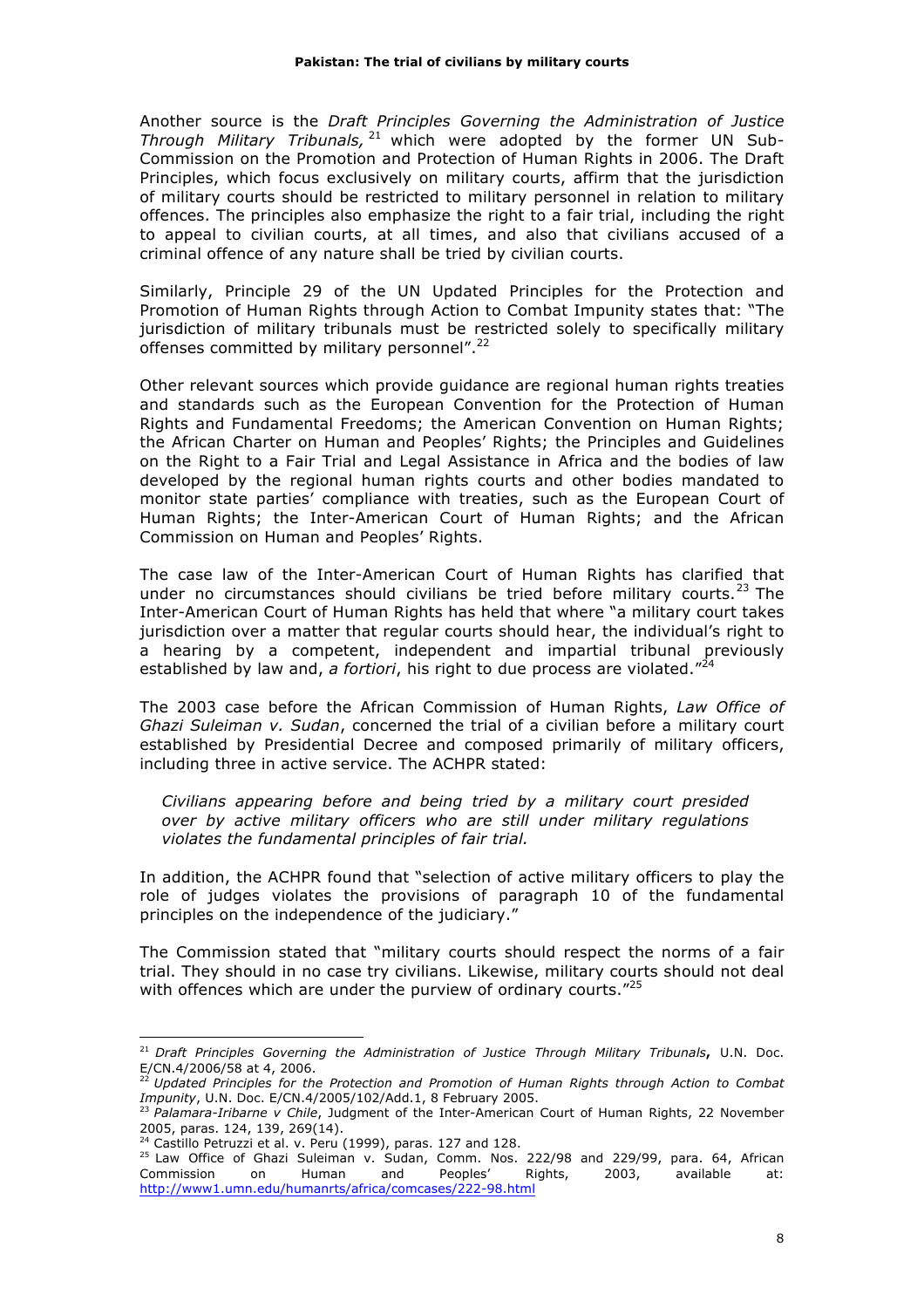Another source is the *Draft Principles Governing the Administration of Justice Through Military Tribunals,*[21] which were adopted by the former UN Sub-Commission on the Promotion and Protection of Human Rights in 2006. The Draft Principles, which focus exclusively on military courts, affirm that the jurisdiction of military courts should be restricted to military personnel in relation to military offences. The principles also emphasize the right to a fair trial, including the right to appeal to civilian courts, at all times, and also that civilians accused of a criminal offence of any nature shall be tried by civilian courts.

Similarly, Principle 29 of the UN Updated Principles for the Protection and Promotion of Human Rights through Action to Combat Impunity states that: "The jurisdiction of military tribunals must be restricted solely to specifically military offenses committed by military personnel".[22]

Other relevant sources which provide guidance are regional human rights treaties and standards such as the European Convention for the Protection of Human Rights and Fundamental Freedoms; the American Convention on Human Rights; the African Charter on Human and Peoples' Rights; the Principles and Guidelines on the Right to a Fair Trial and Legal Assistance in Africa and the bodies of law developed by the regional human rights courts and other bodies mandated to monitor state parties' compliance with treaties, such as the European Court of Human Rights; the Inter-American Court of Human Rights; and the African Commission on Human and Peoples' Rights.

The case law of the Inter-American Court of Human Rights has clarified that under no circumstances should civilians be tried before military courts.[23] The Inter-American Court of Human Rights has held that where "a military court takes jurisdiction over a matter that regular courts should hear, the individual's right to a hearing by a competent, independent and impartial tribunal previously established by law and, *a fortiori*, his right to due process are violated."[24]

The 2003 case before the African Commission of Human Rights, *Law Office of Ghazi Suleiman v. Sudan*, concerned the trial of a civilian before a military court established by Presidential Decree and composed primarily of military officers, including three in active service. The ACHPR stated:

> *Civilians appearing before and being tried by a military court presided over by active military officers who are still under military regulations violates the fundamental principles of fair trial.*

In addition, the ACHPR found that "selection of active military officers to play the role of judges violates the provisions of paragraph 10 of the fundamental principles on the independence of the judiciary."

The Commission stated that "military courts should respect the norms of a fair trial. They should in no case try civilians. Likewise, military courts should not deal with offences which are under the purview of ordinary courts."[25]

---

[21] *Draft Principles Governing the Administration of Justice Through Military Tribunals***,** U.N. Doc. E/CN.4/2006/58 at 4, 2006.

[22] *Updated Principles for the Protection and Promotion of Human Rights through Action to Combat Impunity*, U.N. Doc. E/CN.4/2005/102/Add.1, 8 February 2005.

[23] *Palamara-Iribarne v Chile*, Judgment of the Inter-American Court of Human Rights, 22 November 2005, paras. 124, 139, 269(14).

[24] Castillo Petruzzi et al. v. Peru (1999), paras. 127 and 128.

[25] Law Office of Ghazi Suleiman v. Sudan, Comm. Nos. 222/98 and 229/99, para. 64, African Commission on Human and Peoples' Rights, 2003, available at: http://www1.umn.edu/humanrts/africa/comcases/222-98.html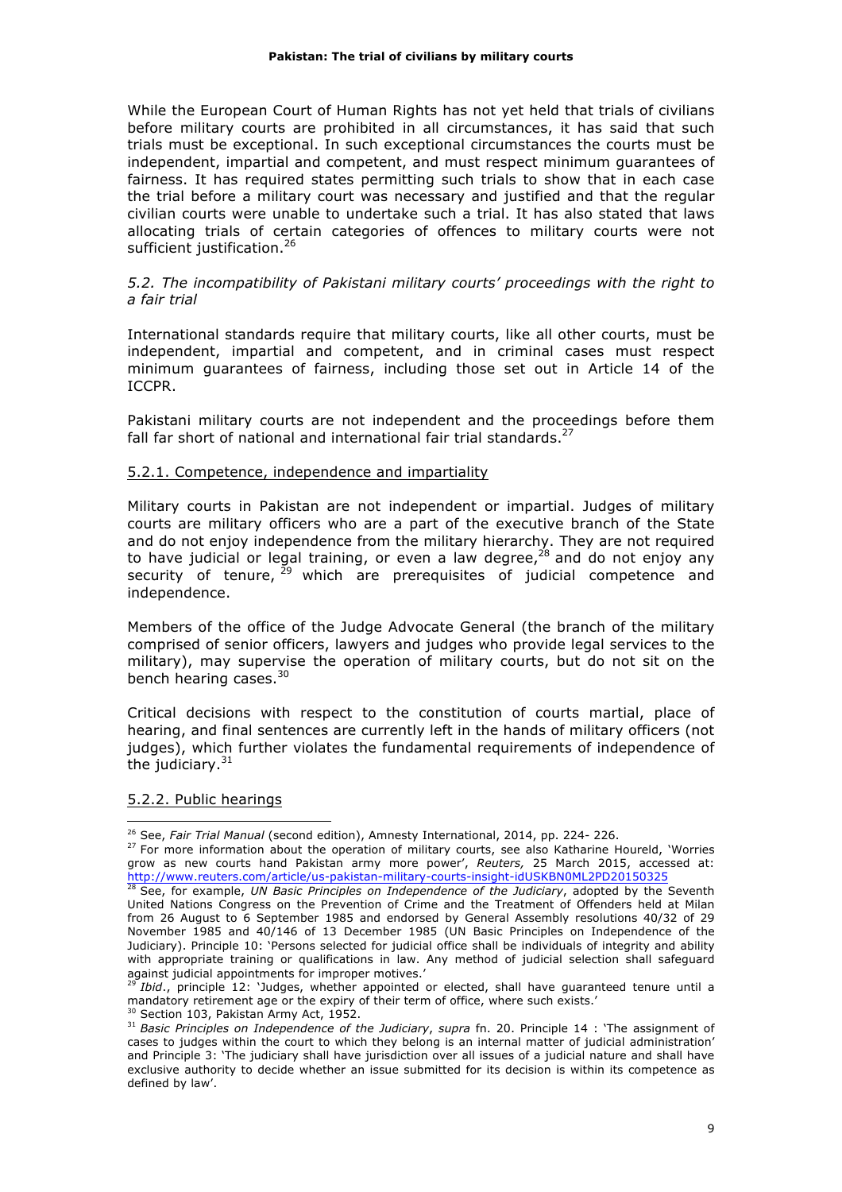While the European Court of Human Rights has not yet held that trials of civilians before military courts are prohibited in all circumstances, it has said that such trials must be exceptional. In such exceptional circumstances the courts must be independent, impartial and competent, and must respect minimum guarantees of fairness. It has required states permitting such trials to show that in each case the trial before a military court was necessary and justified and that the regular civilian courts were unable to undertake such a trial. It has also stated that laws allocating trials of certain categories of offences to military courts were not sufficient justification.[26]

### *5.2. The incompatibility of Pakistani military courts' proceedings with the right to a fair trial*

International standards require that military courts, like all other courts, must be independent, impartial and competent, and in criminal cases must respect minimum guarantees of fairness, including those set out in Article 14 of the ICCPR.

Pakistani military courts are not independent and the proceedings before them fall far short of national and international fair trial standards.[27]

#### 5.2.1. Competence, independence and impartiality

Military courts in Pakistan are not independent or impartial. Judges of military courts are military officers who are a part of the executive branch of the State and do not enjoy independence from the military hierarchy. They are not required to have judicial or legal training, or even a law degree,[28] and do not enjoy any security of tenure,[29] which are prerequisites of judicial competence and independence.

Members of the office of the Judge Advocate General (the branch of the military comprised of senior officers, lawyers and judges who provide legal services to the military), may supervise the operation of military courts, but do not sit on the bench hearing cases.[30]

Critical decisions with respect to the constitution of courts martial, place of hearing, and final sentences are currently left in the hands of military officers (not judges), which further violates the fundamental requirements of independence of the judiciary.[31]

#### 5.2.2. Public hearings

---

[26] See, *Fair Trial Manual* (second edition), Amnesty International, 2014, pp. 224- 226.

[27] For more information about the operation of military courts, see also Katharine Houreld, 'Worries grow as new courts hand Pakistan army more power', *Reuters,* 25 March 2015, accessed at: http://www.reuters.com/article/us-pakistan-military-courts-insight-idUSKBN0ML2PD20150325

[28] See, for example, *UN Basic Principles on Independence of the Judiciary*, adopted by the Seventh United Nations Congress on the Prevention of Crime and the Treatment of Offenders held at Milan from 26 August to 6 September 1985 and endorsed by General Assembly resolutions 40/32 of 29 November 1985 and 40/146 of 13 December 1985 (UN Basic Principles on Independence of the Judiciary). Principle 10: 'Persons selected for judicial office shall be individuals of integrity and ability with appropriate training or qualifications in law. Any method of judicial selection shall safeguard against judicial appointments for improper motives.'

[29] *Ibid*., principle 12: 'Judges, whether appointed or elected, shall have guaranteed tenure until a mandatory retirement age or the expiry of their term of office, where such exists.'

[30] Section 103, Pakistan Army Act, 1952.

[31] *Basic Principles on Independence of the Judiciary*, *supra* fn. 20. Principle 14 : 'The assignment of cases to judges within the court to which they belong is an internal matter of judicial administration' and Principle 3: 'The judiciary shall have jurisdiction over all issues of a judicial nature and shall have exclusive authority to decide whether an issue submitted for its decision is within its competence as defined by law'.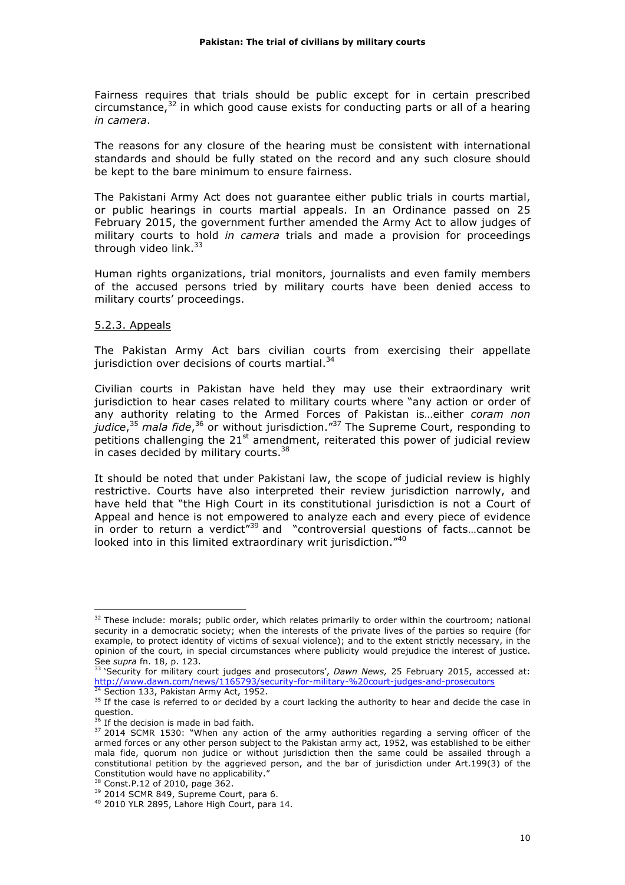Fairness requires that trials should be public except for in certain prescribed circumstance,[32] in which good cause exists for conducting parts or all of a hearing *in camera*.

The reasons for any closure of the hearing must be consistent with international standards and should be fully stated on the record and any such closure should be kept to the bare minimum to ensure fairness.

The Pakistani Army Act does not guarantee either public trials in courts martial, or public hearings in courts martial appeals. In an Ordinance passed on 25 February 2015, the government further amended the Army Act to allow judges of military courts to hold *in camera* trials and made a provision for proceedings through video link.[33]

Human rights organizations, trial monitors, journalists and even family members of the accused persons tried by military courts have been denied access to military courts' proceedings.

### 5.2.3. Appeals

The Pakistan Army Act bars civilian courts from exercising their appellate jurisdiction over decisions of courts martial.[34]

Civilian courts in Pakistan have held they may use their extraordinary writ jurisdiction to hear cases related to military courts where "any action or order of any authority relating to the Armed Forces of Pakistan is…either *coram non judice*,[35] *mala fide*,[36] or without jurisdiction."[37] The Supreme Court, responding to petitions challenging the 21st amendment, reiterated this power of judicial review in cases decided by military courts.[38]

It should be noted that under Pakistani law, the scope of judicial review is highly restrictive. Courts have also interpreted their review jurisdiction narrowly, and have held that "the High Court in its constitutional jurisdiction is not a Court of Appeal and hence is not empowered to analyze each and every piece of evidence in order to return a verdict"[39] and "controversial questions of facts…cannot be looked into in this limited extraordinary writ jurisdiction."[40]

---

[32] These include: morals; public order, which relates primarily to order within the courtroom; national security in a democratic society; when the interests of the private lives of the parties so require (for example, to protect identity of victims of sexual violence); and to the extent strictly necessary, in the opinion of the court, in special circumstances where publicity would prejudice the interest of justice. See *supra* fn. 18, p. 123.

[33] 'Security for military court judges and prosecutors', *Dawn News,* 25 February 2015, accessed at: http://www.dawn.com/news/1165793/security-for-military-%20court-judges-and-prosecutors

[34] Section 133, Pakistan Army Act, 1952.

[35] If the case is referred to or decided by a court lacking the authority to hear and decide the case in question.

[36] If the decision is made in bad faith.

[37] 2014 SCMR 1530: "When any action of the army authorities regarding a serving officer of the armed forces or any other person subject to the Pakistan army act, 1952, was established to be either mala fide, quorum non judice or without jurisdiction then the same could be assailed through a constitutional petition by the aggrieved person, and the bar of jurisdiction under Art.199(3) of the Constitution would have no applicability."

[38] Const.P.12 of 2010, page 362.

[39] 2014 SCMR 849, Supreme Court, para 6.

[40] 2010 YLR 2895, Lahore High Court, para 14.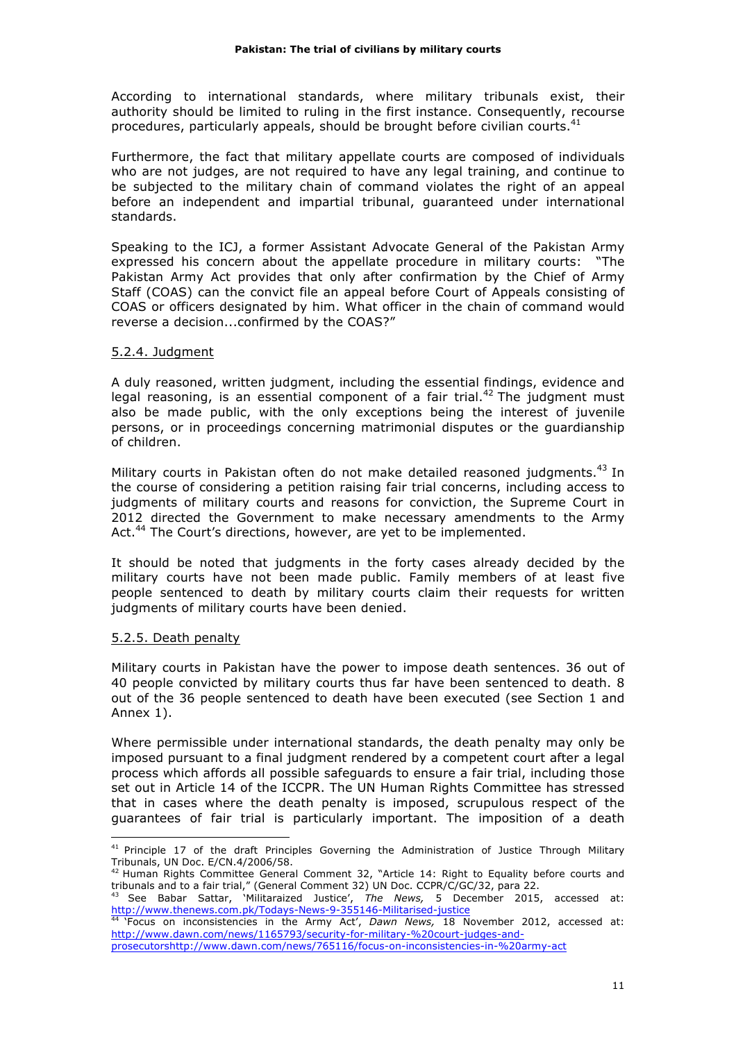According to international standards, where military tribunals exist, their authority should be limited to ruling in the first instance. Consequently, recourse procedures, particularly appeals, should be brought before civilian courts.[41]

Furthermore, the fact that military appellate courts are composed of individuals who are not judges, are not required to have any legal training, and continue to be subjected to the military chain of command violates the right of an appeal before an independent and impartial tribunal, guaranteed under international standards.

Speaking to the ICJ, a former Assistant Advocate General of the Pakistan Army expressed his concern about the appellate procedure in military courts: "The Pakistan Army Act provides that only after confirmation by the Chief of Army Staff (COAS) can the convict file an appeal before Court of Appeals consisting of COAS or officers designated by him. What officer in the chain of command would reverse a decision...confirmed by the COAS?"

### 5.2.4. Judgment

A duly reasoned, written judgment, including the essential findings, evidence and legal reasoning, is an essential component of a fair trial.[42] The judgment must also be made public, with the only exceptions being the interest of juvenile persons, or in proceedings concerning matrimonial disputes or the guardianship of children.

Military courts in Pakistan often do not make detailed reasoned judgments.[43] In the course of considering a petition raising fair trial concerns, including access to judgments of military courts and reasons for conviction, the Supreme Court in 2012 directed the Government to make necessary amendments to the Army Act.[44] The Court's directions, however, are yet to be implemented.

It should be noted that judgments in the forty cases already decided by the military courts have not been made public. Family members of at least five people sentenced to death by military courts claim their requests for written judgments of military courts have been denied.

### 5.2.5. Death penalty

Military courts in Pakistan have the power to impose death sentences. 36 out of 40 people convicted by military courts thus far have been sentenced to death. 8 out of the 36 people sentenced to death have been executed (see Section 1 and Annex 1).

Where permissible under international standards, the death penalty may only be imposed pursuant to a final judgment rendered by a competent court after a legal process which affords all possible safeguards to ensure a fair trial, including those set out in Article 14 of the ICCPR. The UN Human Rights Committee has stressed that in cases where the death penalty is imposed, scrupulous respect of the guarantees of fair trial is particularly important. The imposition of a death

---

[41] Principle 17 of the draft Principles Governing the Administration of Justice Through Military Tribunals, UN Doc. E/CN.4/2006/58.

[42] Human Rights Committee General Comment 32, "Article 14: Right to Equality before courts and tribunals and to a fair trial," (General Comment 32) UN Doc. CCPR/C/GC/32, para 22.

[43] See Babar Sattar, 'Militaraized Justice', *The News,* 5 December 2015, accessed at: http://www.thenews.com.pk/Todays-News-9-355146-Militarised-justice

[44] 'Focus on inconsistencies in the Army Act', *Dawn News,* 18 November 2012, accessed at: http://www.dawn.com/news/1165793/security-for-military-%20court-judges-and-prosecutorshttp://www.dawn.com/news/765116/focus-on-inconsistencies-in-%20army-act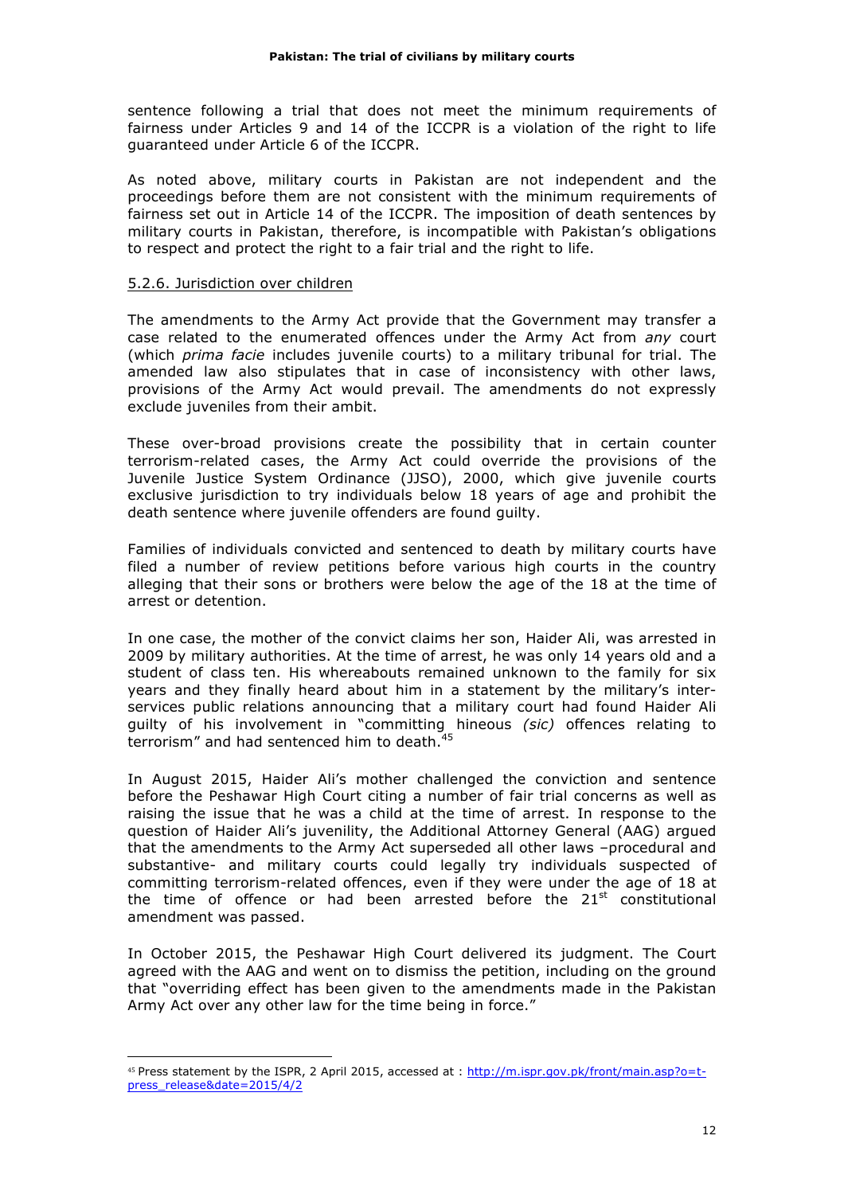sentence following a trial that does not meet the minimum requirements of fairness under Articles 9 and 14 of the ICCPR is a violation of the right to life guaranteed under Article 6 of the ICCPR.

As noted above, military courts in Pakistan are not independent and the proceedings before them are not consistent with the minimum requirements of fairness set out in Article 14 of the ICCPR. The imposition of death sentences by military courts in Pakistan, therefore, is incompatible with Pakistan's obligations to respect and protect the right to a fair trial and the right to life.

5.2.6. Jurisdiction over children

The amendments to the Army Act provide that the Government may transfer a case related to the enumerated offences under the Army Act from *any* court (which *prima facie* includes juvenile courts) to a military tribunal for trial. The amended law also stipulates that in case of inconsistency with other laws, provisions of the Army Act would prevail. The amendments do not expressly exclude juveniles from their ambit.

These over-broad provisions create the possibility that in certain counter terrorism-related cases, the Army Act could override the provisions of the Juvenile Justice System Ordinance (JJSO), 2000, which give juvenile courts exclusive jurisdiction to try individuals below 18 years of age and prohibit the death sentence where juvenile offenders are found guilty.

Families of individuals convicted and sentenced to death by military courts have filed a number of review petitions before various high courts in the country alleging that their sons or brothers were below the age of the 18 at the time of arrest or detention.

In one case, the mother of the convict claims her son, Haider Ali, was arrested in 2009 by military authorities. At the time of arrest, he was only 14 years old and a student of class ten. His whereabouts remained unknown to the family for six years and they finally heard about him in a statement by the military's inter-services public relations announcing that a military court had found Haider Ali guilty of his involvement in "committing hineous *(sic)* offences relating to terrorism" and had sentenced him to death.[45]

In August 2015, Haider Ali's mother challenged the conviction and sentence before the Peshawar High Court citing a number of fair trial concerns as well as raising the issue that he was a child at the time of arrest. In response to the question of Haider Ali's juvenility, the Additional Attorney General (AAG) argued that the amendments to the Army Act superseded all other laws –procedural and substantive- and military courts could legally try individuals suspected of committing terrorism-related offences, even if they were under the age of 18 at the time of offence or had been arrested before the 21st constitutional amendment was passed.

In October 2015, the Peshawar High Court delivered its judgment. The Court agreed with the AAG and went on to dismiss the petition, including on the ground that "overriding effect has been given to the amendments made in the Pakistan Army Act over any other law for the time being in force."

[45] Press statement by the ISPR, 2 April 2015, accessed at : http://m.ispr.gov.pk/front/main.asp?o=t-press_release&date=2015/4/2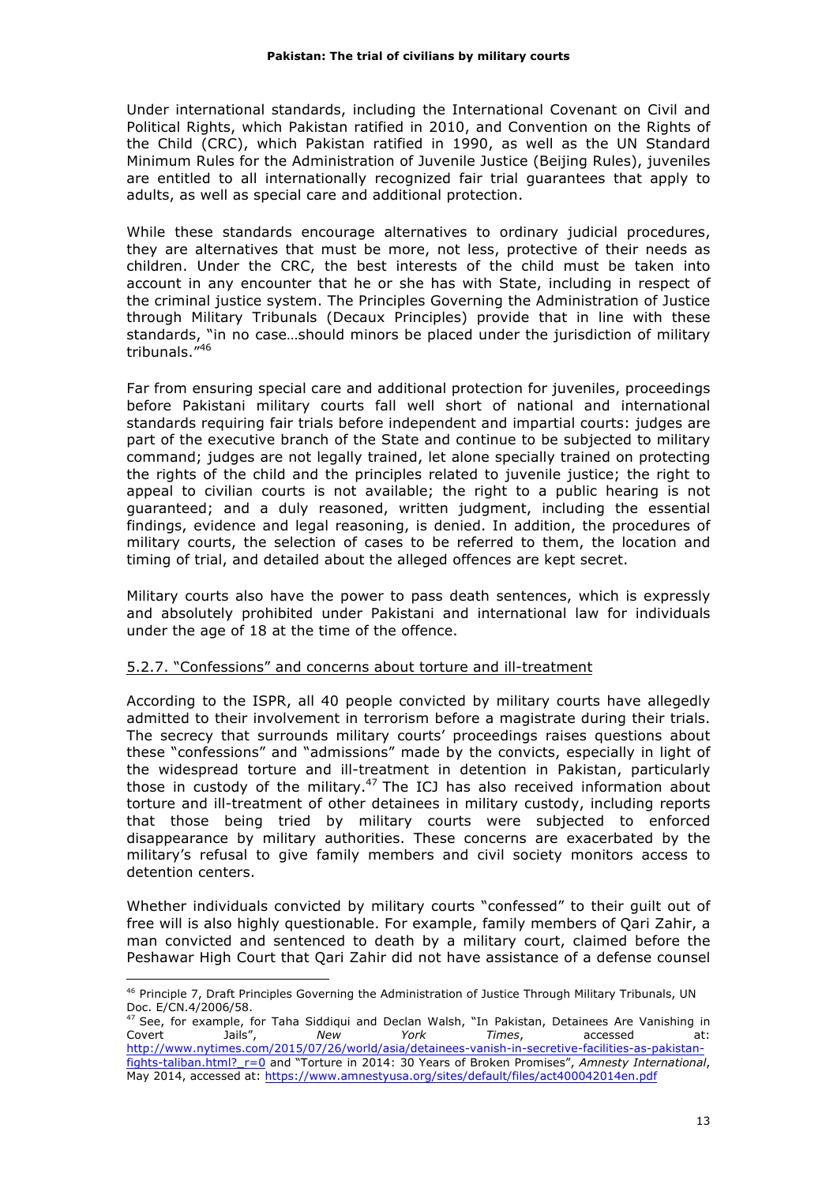Under international standards, including the International Covenant on Civil and Political Rights, which Pakistan ratified in 2010, and Convention on the Rights of the Child (CRC), which Pakistan ratified in 1990, as well as the UN Standard Minimum Rules for the Administration of Juvenile Justice (Beijing Rules), juveniles are entitled to all internationally recognized fair trial guarantees that apply to adults, as well as special care and additional protection.

While these standards encourage alternatives to ordinary judicial procedures, they are alternatives that must be more, not less, protective of their needs as children. Under the CRC, the best interests of the child must be taken into account in any encounter that he or she has with State, including in respect of the criminal justice system. The Principles Governing the Administration of Justice through Military Tribunals (Decaux Principles) provide that in line with these standards, "in no case…should minors be placed under the jurisdiction of military tribunals."[46]

Far from ensuring special care and additional protection for juveniles, proceedings before Pakistani military courts fall well short of national and international standards requiring fair trials before independent and impartial courts: judges are part of the executive branch of the State and continue to be subjected to military command; judges are not legally trained, let alone specially trained on protecting the rights of the child and the principles related to juvenile justice; the right to appeal to civilian courts is not available; the right to a public hearing is not guaranteed; and a duly reasoned, written judgment, including the essential findings, evidence and legal reasoning, is denied. In addition, the procedures of military courts, the selection of cases to be referred to them, the location and timing of trial, and detailed about the alleged offences are kept secret.

Military courts also have the power to pass death sentences, which is expressly and absolutely prohibited under Pakistani and international law for individuals under the age of 18 at the time of the offence.

#### 5.2.7. "Confessions" and concerns about torture and ill-treatment

According to the ISPR, all 40 people convicted by military courts have allegedly admitted to their involvement in terrorism before a magistrate during their trials. The secrecy that surrounds military courts' proceedings raises questions about these "confessions" and "admissions" made by the convicts, especially in light of the widespread torture and ill-treatment in detention in Pakistan, particularly those in custody of the military.[47] The ICJ has also received information about torture and ill-treatment of other detainees in military custody, including reports that those being tried by military courts were subjected to enforced disappearance by military authorities. These concerns are exacerbated by the military's refusal to give family members and civil society monitors access to detention centers.

Whether individuals convicted by military courts "confessed" to their guilt out of free will is also highly questionable. For example, family members of Qari Zahir, a man convicted and sentenced to death by a military court, claimed before the Peshawar High Court that Qari Zahir did not have assistance of a defense counsel

---

[46] Principle 7, Draft Principles Governing the Administration of Justice Through Military Tribunals, UN Doc. E/CN.4/2006/58.

[47] See, for example, for Taha Siddiqui and Declan Walsh, "In Pakistan, Detainees Are Vanishing in Covert Jails", *New York Times*, accessed at: http://www.nytimes.com/2015/07/26/world/asia/detainees-vanish-in-secretive-facilities-as-pakistan-fights-taliban.html?_r=0 and "Torture in 2014: 30 Years of Broken Promises", *Amnesty International*, May 2014, accessed at: https://www.amnestyusa.org/sites/default/files/act400042014en.pdf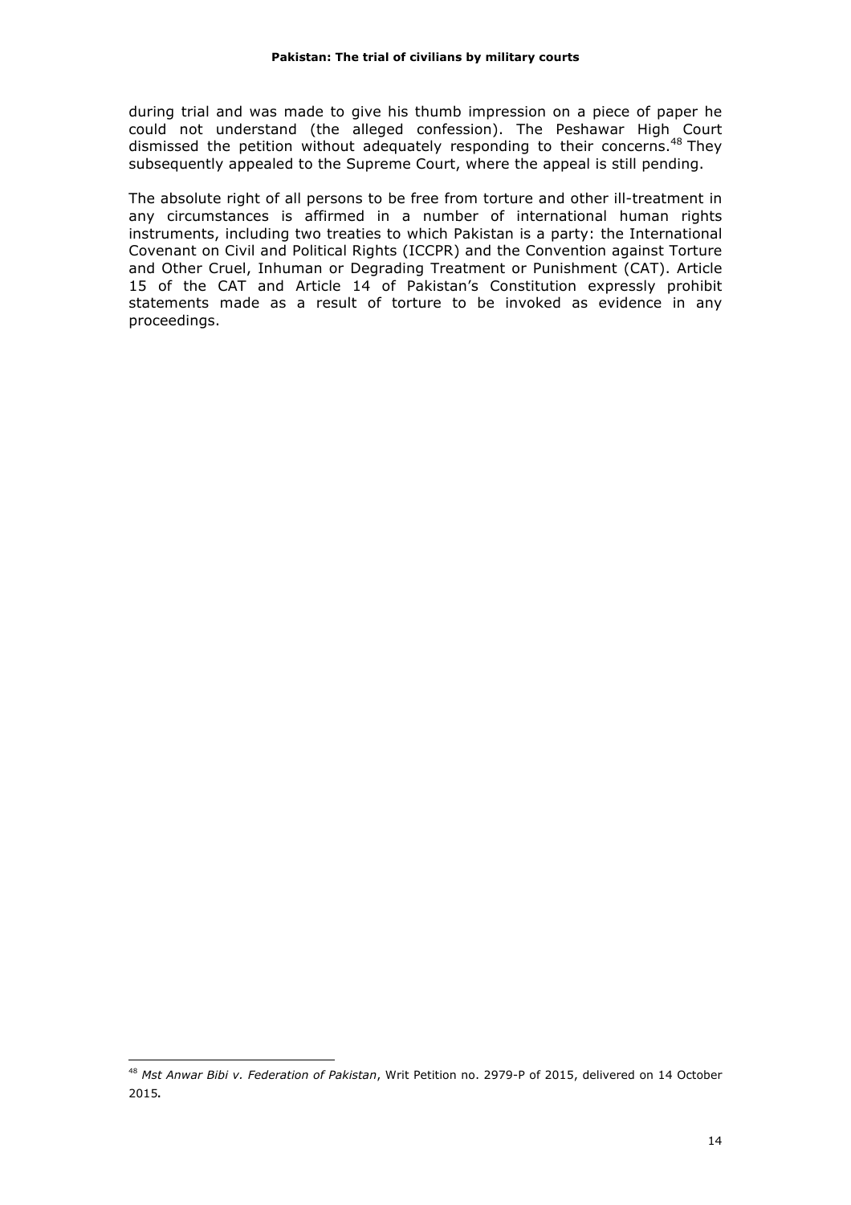during trial and was made to give his thumb impression on a piece of paper he could not understand (the alleged confession). The Peshawar High Court dismissed the petition without adequately responding to their concerns.[48] They subsequently appealed to the Supreme Court, where the appeal is still pending.

The absolute right of all persons to be free from torture and other ill-treatment in any circumstances is affirmed in a number of international human rights instruments, including two treaties to which Pakistan is a party: the International Covenant on Civil and Political Rights (ICCPR) and the Convention against Torture and Other Cruel, Inhuman or Degrading Treatment or Punishment (CAT). Article 15 of the CAT and Article 14 of Pakistan's Constitution expressly prohibit statements made as a result of torture to be invoked as evidence in any proceedings.

---

[48] *Mst Anwar Bibi v. Federation of Pakistan*, Writ Petition no. 2979-P of 2015, delivered on 14 October 2015.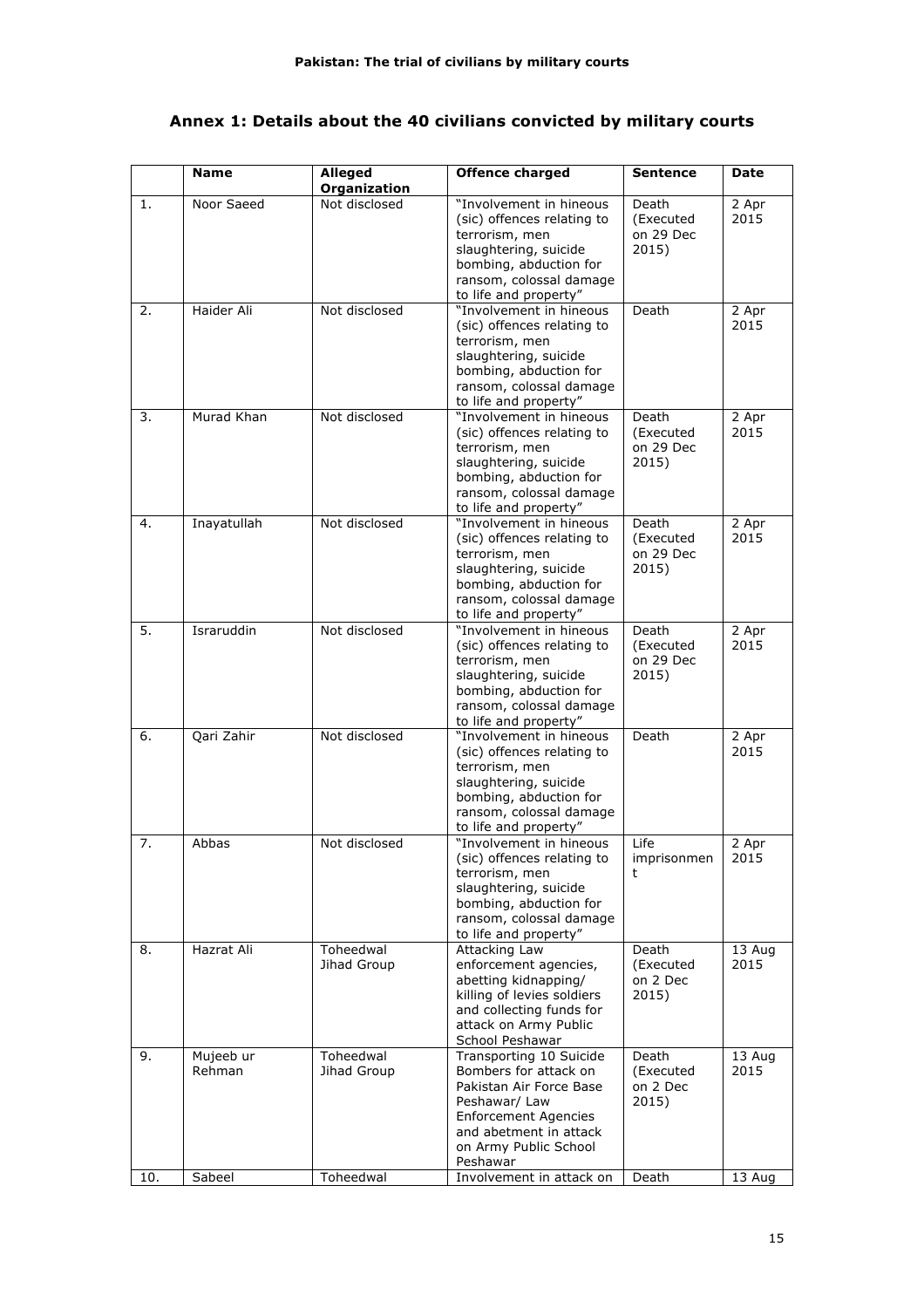## Annex 1: Details about the 40 civilians convicted by military courts

| | Name | Alleged Organization | Offence charged | Sentence | Date |
|---|---|---|---|---|---|
| 1. | Noor Saeed | Not disclosed | "Involvement in hineous (sic) offences relating to terrorism, men slaughtering, suicide bombing, abduction for ransom, colossal damage to life and property" | Death (Executed on 29 Dec 2015) | 2 Apr 2015 |
| 2. | Haider Ali | Not disclosed | "Involvement in hineous (sic) offences relating to terrorism, men slaughtering, suicide bombing, abduction for ransom, colossal damage to life and property" | Death | 2 Apr 2015 |
| 3. | Murad Khan | Not disclosed | "Involvement in hineous (sic) offences relating to terrorism, men slaughtering, suicide bombing, abduction for ransom, colossal damage to life and property" | Death (Executed on 29 Dec 2015) | 2 Apr 2015 |
| 4. | Inayatullah | Not disclosed | "Involvement in hineous (sic) offences relating to terrorism, men slaughtering, suicide bombing, abduction for ransom, colossal damage to life and property" | Death (Executed on 29 Dec 2015) | 2 Apr 2015 |
| 5. | Israruddin | Not disclosed | "Involvement in hineous (sic) offences relating to terrorism, men slaughtering, suicide bombing, abduction for ransom, colossal damage to life and property" | Death (Executed on 29 Dec 2015) | 2 Apr 2015 |
| 6. | Qari Zahir | Not disclosed | "Involvement in hineous (sic) offences relating to terrorism, men slaughtering, suicide bombing, abduction for ransom, colossal damage to life and property" | Death | 2 Apr 2015 |
| 7. | Abbas | Not disclosed | "Involvement in hineous (sic) offences relating to terrorism, men slaughtering, suicide bombing, abduction for ransom, colossal damage to life and property" | Life imprisonment | 2 Apr 2015 |
| 8. | Hazrat Ali | Toheedwal Jihad Group | Attacking Law enforcement agencies, abetting kidnapping/ killing of levies soldiers and collecting funds for attack on Army Public School Peshawar | Death (Executed on 2 Dec 2015) | 13 Aug 2015 |
| 9. | Mujeeb ur Rehman | Toheedwal Jihad Group | Transporting 10 Suicide Bombers for attack on Pakistan Air Force Base Peshawar/ Law Enforcement Agencies and abetment in attack on Army Public School Peshawar | Death (Executed on 2 Dec 2015) | 13 Aug 2015 |
| 10. | Sabeel | Toheedwal | Involvement in attack on | Death | 13 Aug |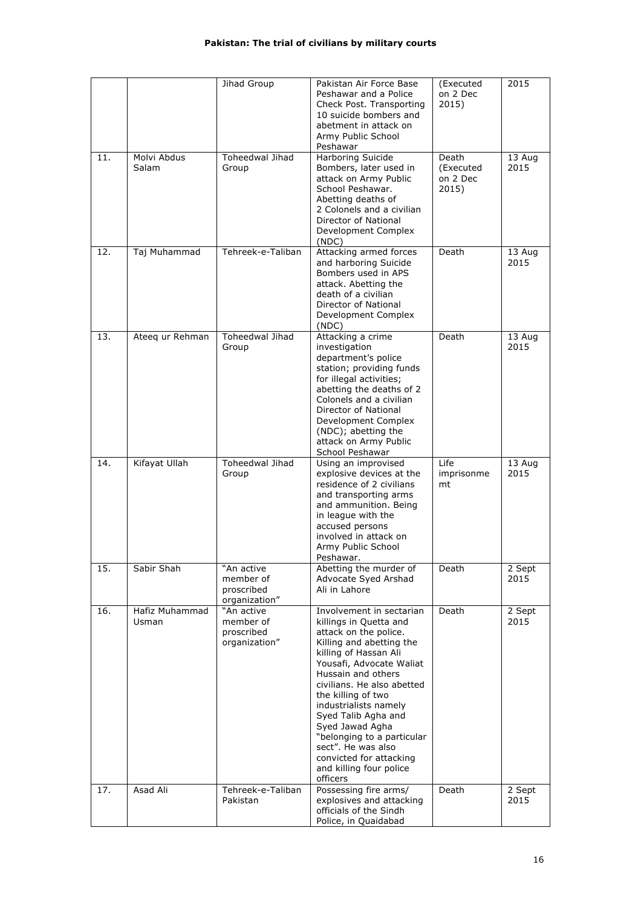| | | Jihad Group | Pakistan Air Force Base Peshawar and a Police Check Post. Transporting 10 suicide bombers and abetment in attack on Army Public School Peshawar | (Executed on 2 Dec 2015) | 2015 |
|---|---|---|---|---|---|
| 11. | Molvi Abdus Salam | Toheedwal Jihad Group | Harboring Suicide Bombers, later used in attack on Army Public School Peshawar. Abetting deaths of 2 Colonels and a civilian Director of National Development Complex (NDC) | Death (Executed on 2 Dec 2015) | 13 Aug 2015 |
| 12. | Taj Muhammad | Tehreek-e-Taliban | Attacking armed forces and harboring Suicide Bombers used in APS attack. Abetting the death of a civilian Director of National Development Complex (NDC) | Death | 13 Aug 2015 |
| 13. | Ateeq ur Rehman | Toheedwal Jihad Group | Attacking a crime investigation department's police station; providing funds for illegal activities; abetting the deaths of 2 Colonels and a civilian Director of National Development Complex (NDC); abetting the attack on Army Public School Peshawar | Death | 13 Aug 2015 |
| 14. | Kifayat Ullah | Toheedwal Jihad Group | Using an improvised explosive devices at the residence of 2 civilians and transporting arms and ammunition. Being in league with the accused persons involved in attack on Army Public School Peshawar. | Life imprisonment | 13 Aug 2015 |
| 15. | Sabir Shah | "An active member of proscribed organization" | Abetting the murder of Advocate Syed Arshad Ali in Lahore | Death | 2 Sept 2015 |
| 16. | Hafiz Muhammad Usman | "An active member of proscribed organization" | Involvement in sectarian killings in Quetta and attack on the police. Killing and abetting the killing of Hassan Ali Yousafi, Advocate Waliat Hussain and others civilians. He also abetted the killing of two industrialists namely Syed Talib Agha and Syed Jawad Agha "belonging to a particular sect". He was also convicted for attacking and killing four police officers | Death | 2 Sept 2015 |
| 17. | Asad Ali | Tehreek-e-Taliban Pakistan | Possessing fire arms/ explosives and attacking officials of the Sindh Police, in Quaidabad | Death | 2 Sept 2015 |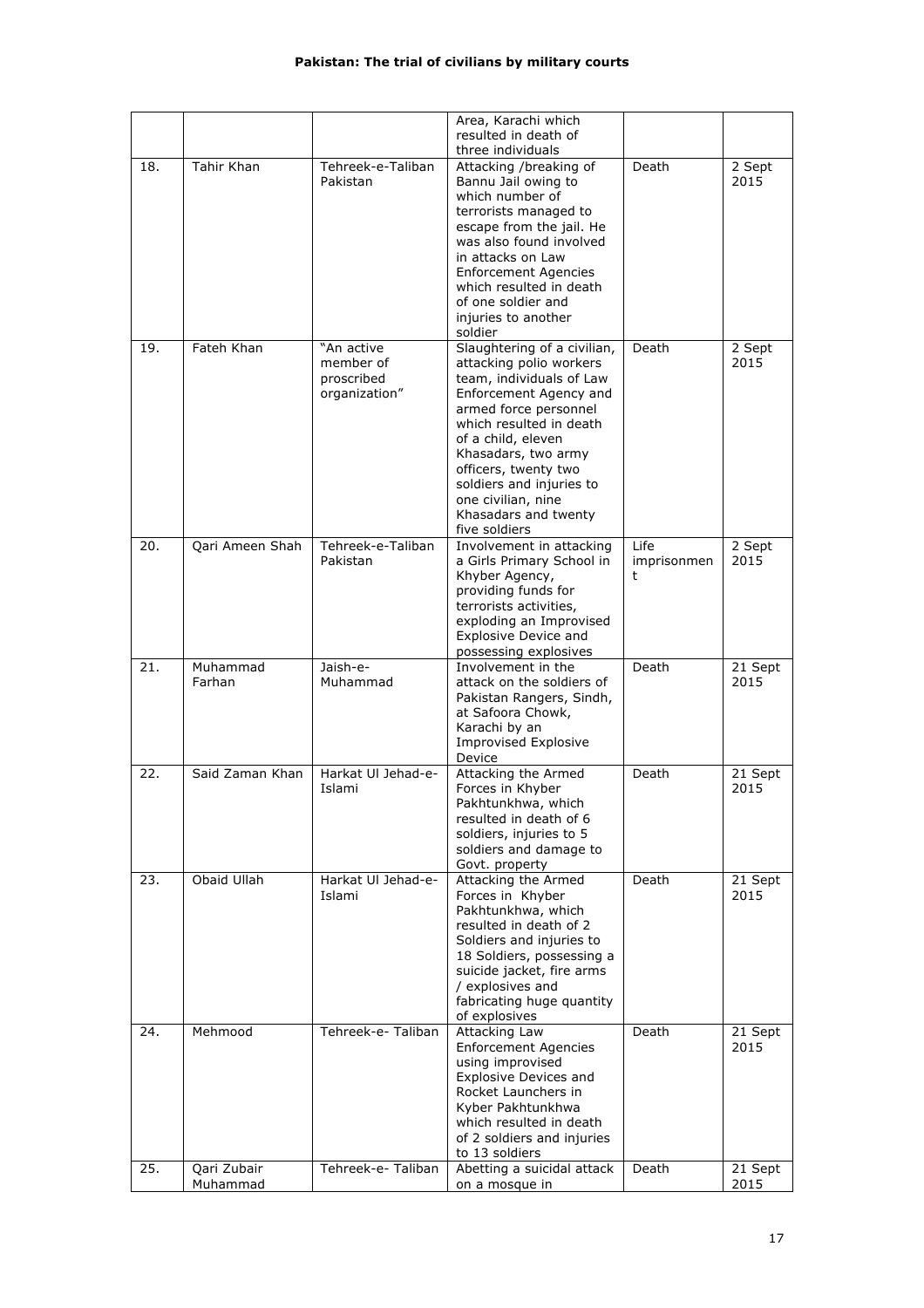| | | | | | |
|---|---|---|---|---|---|
| | | | Area, Karachi which resulted in death of three individuals | | |
| 18. | Tahir Khan | Tehreek-e-Taliban Pakistan | Attacking /breaking of Bannu Jail owing to which number of terrorists managed to escape from the jail. He was also found involved in attacks on Law Enforcement Agencies which resulted in death of one soldier and injuries to another soldier | Death | 2 Sept 2015 |
| 19. | Fateh Khan | "An active member of proscribed organization" | Slaughtering of a civilian, attacking polio workers team, individuals of Law Enforcement Agency and armed force personnel which resulted in death of a child, eleven Khasadars, two army officers, twenty two soldiers and injuries to one civilian, nine Khasadars and twenty five soldiers | Death | 2 Sept 2015 |
| 20. | Qari Ameen Shah | Tehreek-e-Taliban Pakistan | Involvement in attacking a Girls Primary School in Khyber Agency, providing funds for terrorists activities, exploding an Improvised Explosive Device and possessing explosives | Life imprisonment | 2 Sept 2015 |
| 21. | Muhammad Farhan | Jaish-e-Muhammad | Involvement in the attack on the soldiers of Pakistan Rangers, Sindh, at Safoora Chowk, Karachi by an Improvised Explosive Device | Death | 21 Sept 2015 |
| 22. | Said Zaman Khan | Harkat Ul Jehad-e-Islami | Attacking the Armed Forces in Khyber Pakhtunkhwa, which resulted in death of 6 soldiers, injuries to 5 soldiers and damage to Govt. property | Death | 21 Sept 2015 |
| 23. | Obaid Ullah | Harkat Ul Jehad-e-Islami | Attacking the Armed Forces in Khyber Pakhtunkhwa, which resulted in death of 2 Soldiers and injuries to 18 Soldiers, possessing a suicide jacket, fire arms / explosives and fabricating huge quantity of explosives | Death | 21 Sept 2015 |
| 24. | Mehmood | Tehreek-e- Taliban | Attacking Law Enforcement Agencies using improvised Explosive Devices and Rocket Launchers in Kyber Pakhtunkhwa which resulted in death of 2 soldiers and injuries to 13 soldiers | Death | 21 Sept 2015 |
| 25. | Qari Zubair Muhammad | Tehreek-e- Taliban | Abetting a suicidal attack on a mosque in | Death | 21 Sept 2015 |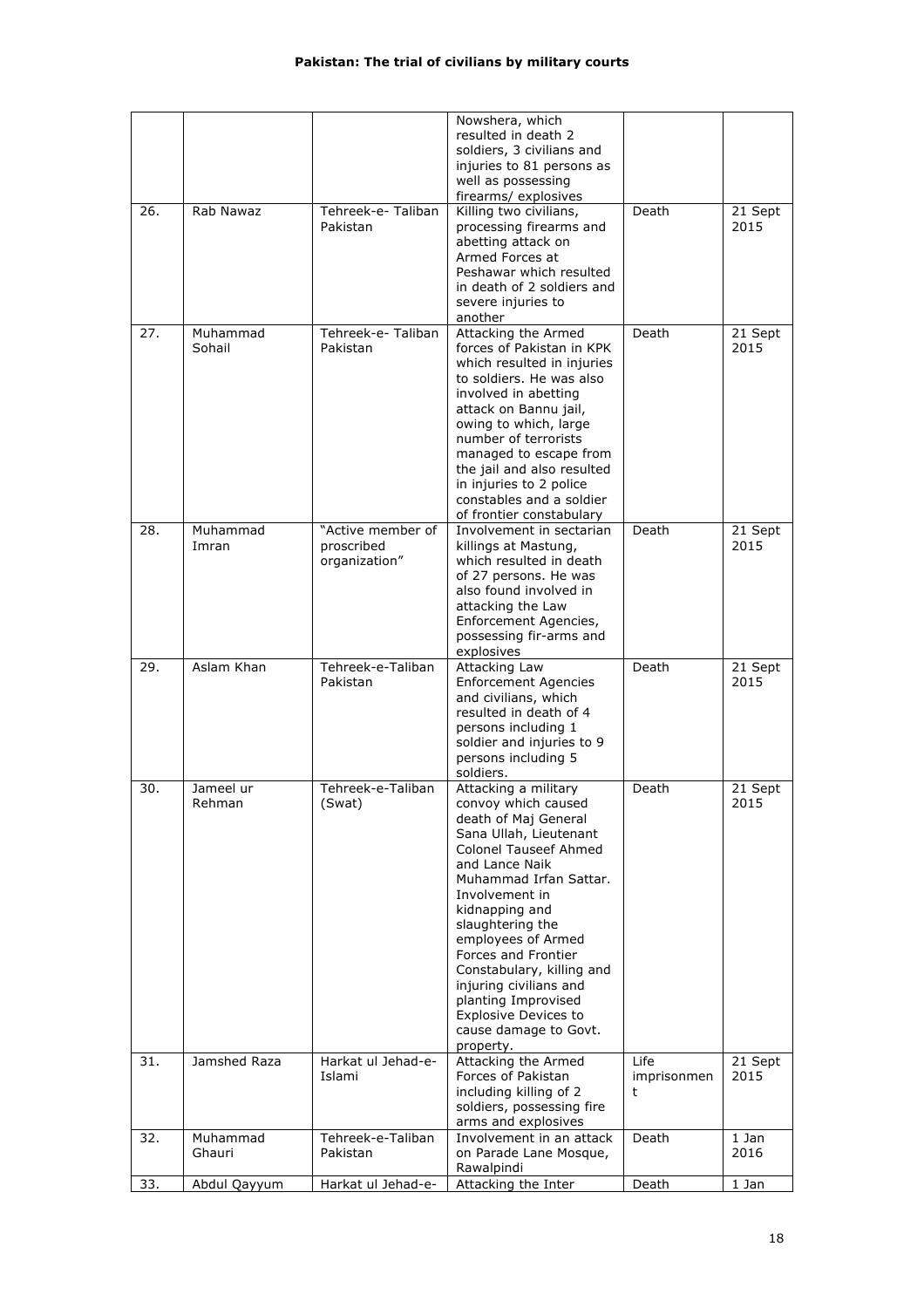| | | | | | |
|---|---|---|---|---|---|
| | | | Nowshera, which resulted in death 2 soldiers, 3 civilians and injuries to 81 persons as well as possessing firearms/ explosives | | |
| 26. | Rab Nawaz | Tehreek-e- Taliban Pakistan | Killing two civilians, processing firearms and abetting attack on Armed Forces at Peshawar which resulted in death of 2 soldiers and severe injuries to another | Death | 21 Sept 2015 |
| 27. | Muhammad Sohail | Tehreek-e- Taliban Pakistan | Attacking the Armed forces of Pakistan in KPK which resulted in injuries to soldiers. He was also involved in abetting attack on Bannu jail, owing to which, large number of terrorists managed to escape from the jail and also resulted in injuries to 2 police constables and a soldier of frontier constabulary | Death | 21 Sept 2015 |
| 28. | Muhammad Imran | "Active member of proscribed organization" | Involvement in sectarian killings at Mastung, which resulted in death of 27 persons. He was also found involved in attacking the Law Enforcement Agencies, possessing fir-arms and explosives | Death | 21 Sept 2015 |
| 29. | Aslam Khan | Tehreek-e-Taliban Pakistan | Attacking Law Enforcement Agencies and civilians, which resulted in death of 4 persons including 1 soldier and injuries to 9 persons including 5 soldiers. | Death | 21 Sept 2015 |
| 30. | Jameel ur Rehman | Tehreek-e-Taliban (Swat) | Attacking a military convoy which caused death of Maj General Sana Ullah, Lieutenant Colonel Tauseef Ahmed and Lance Naik Muhammad Irfan Sattar. Involvement in kidnapping and slaughtering the employees of Armed Forces and Frontier Constabulary, killing and injuring civilians and planting Improvised Explosive Devices to cause damage to Govt. property. | Death | 21 Sept 2015 |
| 31. | Jamshed Raza | Harkat ul Jehad-e-Islami | Attacking the Armed Forces of Pakistan including killing of 2 soldiers, possessing fire arms and explosives | Life imprisonment | 21 Sept 2015 |
| 32. | Muhammad Ghauri | Tehreek-e-Taliban Pakistan | Involvement in an attack on Parade Lane Mosque, Rawalpindi | Death | 1 Jan 2016 |
| 33. | Abdul Qayyum | Harkat ul Jehad-e- | Attacking the Inter | Death | 1 Jan |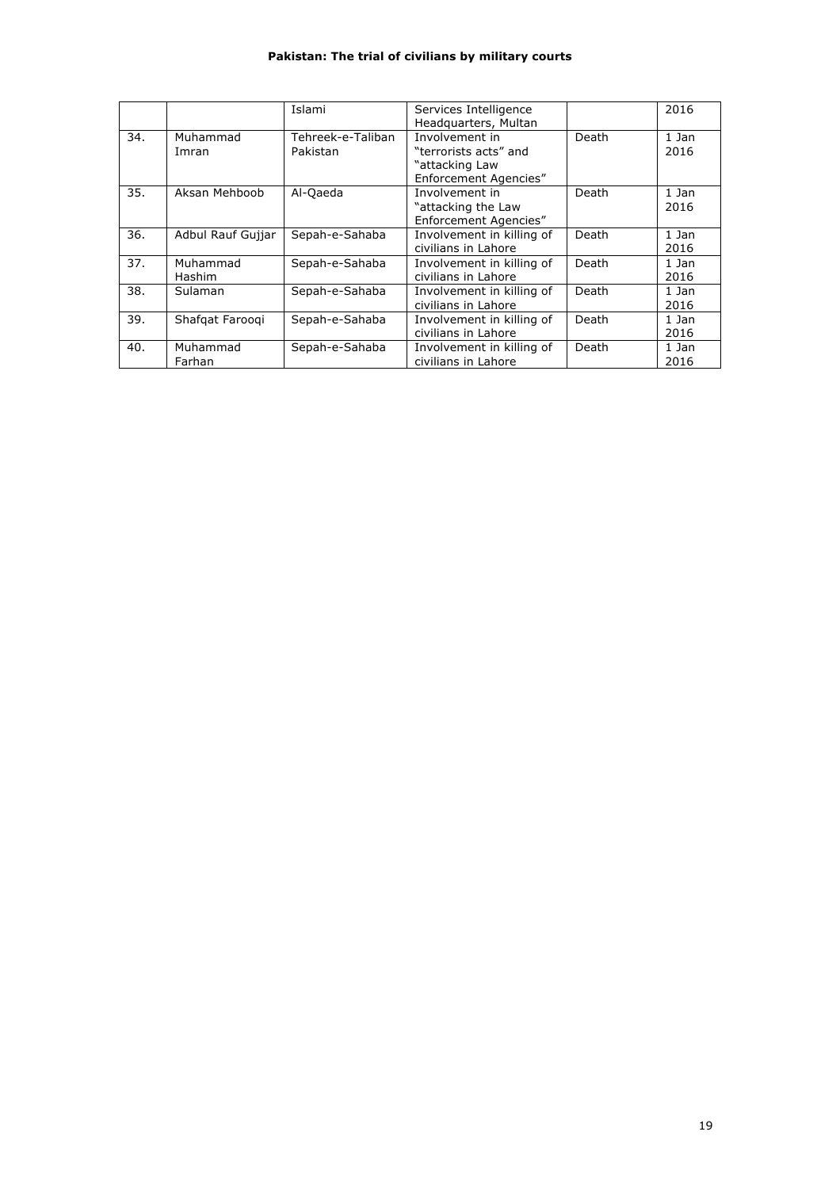| | | | | | |
|---|---|---|---|---|---|
| | | Islami | Services Intelligence Headquarters, Multan | | 2016 |
| 34. | Muhammad Imran | Tehreek-e-Taliban Pakistan | Involvement in "terrorists acts" and "attacking Law Enforcement Agencies" | Death | 1 Jan 2016 |
| 35. | Aksan Mehboob | Al-Qaeda | Involvement in "attacking the Law Enforcement Agencies" | Death | 1 Jan 2016 |
| 36. | Adbul Rauf Gujjar | Sepah-e-Sahaba | Involvement in killing of civilians in Lahore | Death | 1 Jan 2016 |
| 37. | Muhammad Hashim | Sepah-e-Sahaba | Involvement in killing of civilians in Lahore | Death | 1 Jan 2016 |
| 38. | Sulaman | Sepah-e-Sahaba | Involvement in killing of civilians in Lahore | Death | 1 Jan 2016 |
| 39. | Shafqat Farooqi | Sepah-e-Sahaba | Involvement in killing of civilians in Lahore | Death | 1 Jan 2016 |
| 40. | Muhammad Farhan | Sepah-e-Sahaba | Involvement in killing of civilians in Lahore | Death | 1 Jan 2016 |